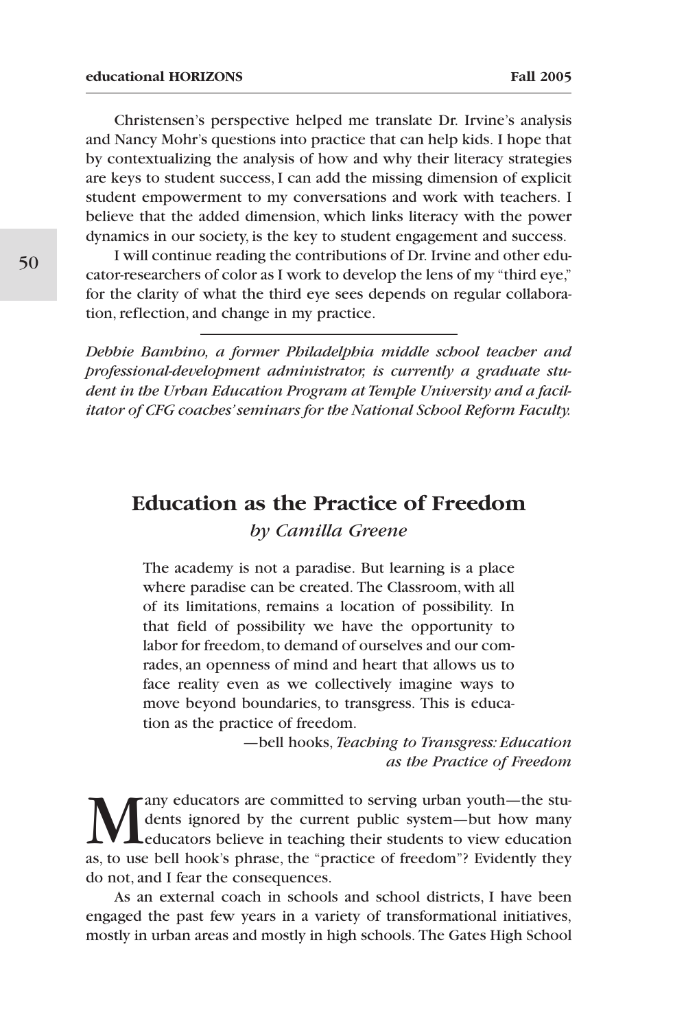Christensen's perspective helped me translate Dr. Irvine's analysis and Nancy Mohr's questions into practice that can help kids. I hope that by contextualizing the analysis of how and why their literacy strategies are keys to student success, I can add the missing dimension of explicit student empowerment to my conversations and work with teachers. I believe that the added dimension, which links literacy with the power dynamics in our society, is the key to student engagement and success.

I will continue reading the contributions of Dr. Irvine and other educator-researchers of color as I work to develop the lens of my "third eye," for the clarity of what the third eye sees depends on regular collaboration, reflection, and change in my practice.

---

*Debbie Bambino, a former Philadelphia middle school teacher and professional-development administrator, is currently a graduate student in the Urban Education Program at Temple University and a facilitator of CFG coaches' seminars for the National School Reform Faculty.*

## Education as the Practice of Freedom

*by Camilla Greene*

> The academy is not a paradise. But learning is a place where paradise can be created. The Classroom, with all of its limitations, remains a location of possibility. In that field of possibility we have the opportunity to labor for freedom, to demand of ourselves and our comrades, an openness of mind and heart that allows us to face reality even as we collectively imagine ways to move beyond boundaries, to transgress. This is education as the practice of freedom.
>
> —bell hooks, *Teaching to Transgress: Education as the Practice of Freedom*

Many educators are committed to serving urban youth—the students ignored by the current public system—but how many educators believe in teaching their students to view education as, to use bell hook's phrase, the "practice of freedom"? Evidently they do not, and I fear the consequences.

As an external coach in schools and school districts, I have been engaged the past few years in a variety of transformational initiatives, mostly in urban areas and mostly in high schools. The Gates High School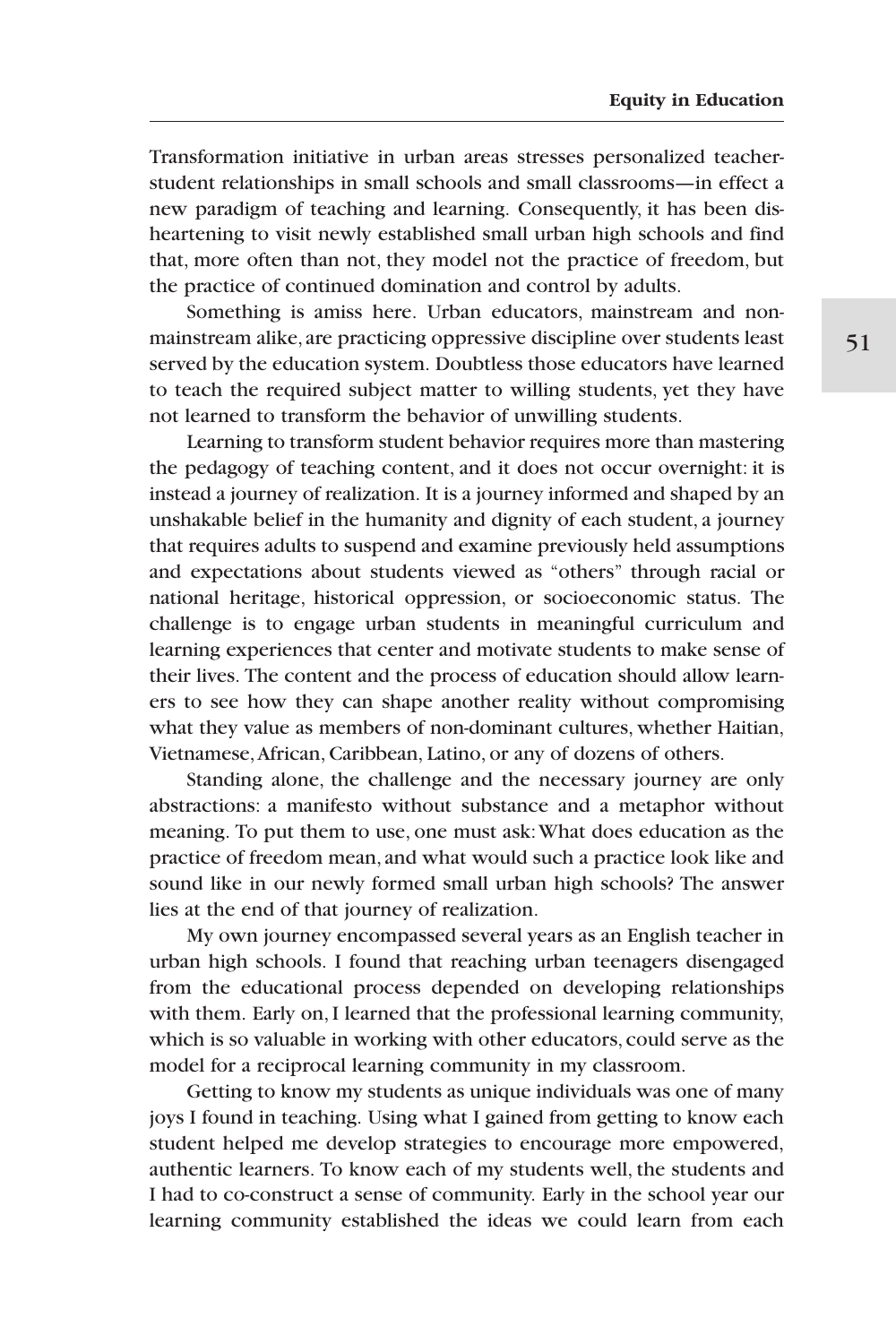Transformation initiative in urban areas stresses personalized teacher-student relationships in small schools and small classrooms—in effect a new paradigm of teaching and learning. Consequently, it has been disheartening to visit newly established small urban high schools and find that, more often than not, they model not the practice of freedom, but the practice of continued domination and control by adults.

Something is amiss here. Urban educators, mainstream and non-mainstream alike, are practicing oppressive discipline over students least served by the education system. Doubtless those educators have learned to teach the required subject matter to willing students, yet they have not learned to transform the behavior of unwilling students.

Learning to transform student behavior requires more than mastering the pedagogy of teaching content, and it does not occur overnight: it is instead a journey of realization. It is a journey informed and shaped by an unshakable belief in the humanity and dignity of each student, a journey that requires adults to suspend and examine previously held assumptions and expectations about students viewed as "others" through racial or national heritage, historical oppression, or socioeconomic status. The challenge is to engage urban students in meaningful curriculum and learning experiences that center and motivate students to make sense of their lives. The content and the process of education should allow learners to see how they can shape another reality without compromising what they value as members of non-dominant cultures, whether Haitian, Vietnamese, African, Caribbean, Latino, or any of dozens of others.

Standing alone, the challenge and the necessary journey are only abstractions: a manifesto without substance and a metaphor without meaning. To put them to use, one must ask: What does education as the practice of freedom mean, and what would such a practice look like and sound like in our newly formed small urban high schools? The answer lies at the end of that journey of realization.

My own journey encompassed several years as an English teacher in urban high schools. I found that reaching urban teenagers disengaged from the educational process depended on developing relationships with them. Early on, I learned that the professional learning community, which is so valuable in working with other educators, could serve as the model for a reciprocal learning community in my classroom.

Getting to know my students as unique individuals was one of many joys I found in teaching. Using what I gained from getting to know each student helped me develop strategies to encourage more empowered, authentic learners. To know each of my students well, the students and I had to co-construct a sense of community. Early in the school year our learning community established the ideas we could learn from each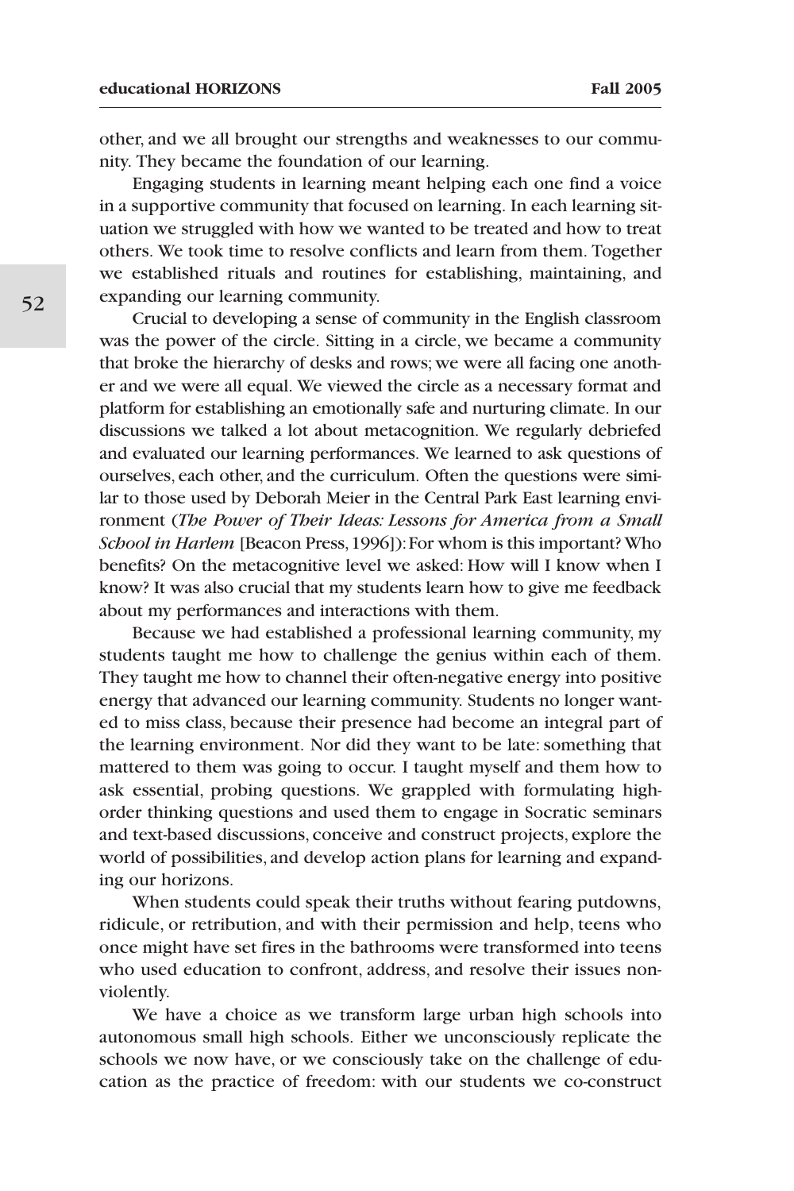other, and we all brought our strengths and weaknesses to our community. They became the foundation of our learning.

Engaging students in learning meant helping each one find a voice in a supportive community that focused on learning. In each learning situation we struggled with how we wanted to be treated and how to treat others. We took time to resolve conflicts and learn from them. Together we established rituals and routines for establishing, maintaining, and expanding our learning community.

Crucial to developing a sense of community in the English classroom was the power of the circle. Sitting in a circle, we became a community that broke the hierarchy of desks and rows; we were all facing one another and we were all equal. We viewed the circle as a necessary format and platform for establishing an emotionally safe and nurturing climate. In our discussions we talked a lot about metacognition. We regularly debriefed and evaluated our learning performances. We learned to ask questions of ourselves, each other, and the curriculum. Often the questions were similar to those used by Deborah Meier in the Central Park East learning environment (*The Power of Their Ideas: Lessons for America from a Small School in Harlem* [Beacon Press, 1996]): For whom is this important? Who benefits? On the metacognitive level we asked: How will I know when I know? It was also crucial that my students learn how to give me feedback about my performances and interactions with them.

Because we had established a professional learning community, my students taught me how to challenge the genius within each of them. They taught me how to channel their often-negative energy into positive energy that advanced our learning community. Students no longer wanted to miss class, because their presence had become an integral part of the learning environment. Nor did they want to be late: something that mattered to them was going to occur. I taught myself and them how to ask essential, probing questions. We grappled with formulating high-order thinking questions and used them to engage in Socratic seminars and text-based discussions, conceive and construct projects, explore the world of possibilities, and develop action plans for learning and expanding our horizons.

When students could speak their truths without fearing putdowns, ridicule, or retribution, and with their permission and help, teens who once might have set fires in the bathrooms were transformed into teens who used education to confront, address, and resolve their issues nonviolently.

We have a choice as we transform large urban high schools into autonomous small high schools. Either we unconsciously replicate the schools we now have, or we consciously take on the challenge of education as the practice of freedom: with our students we co-construct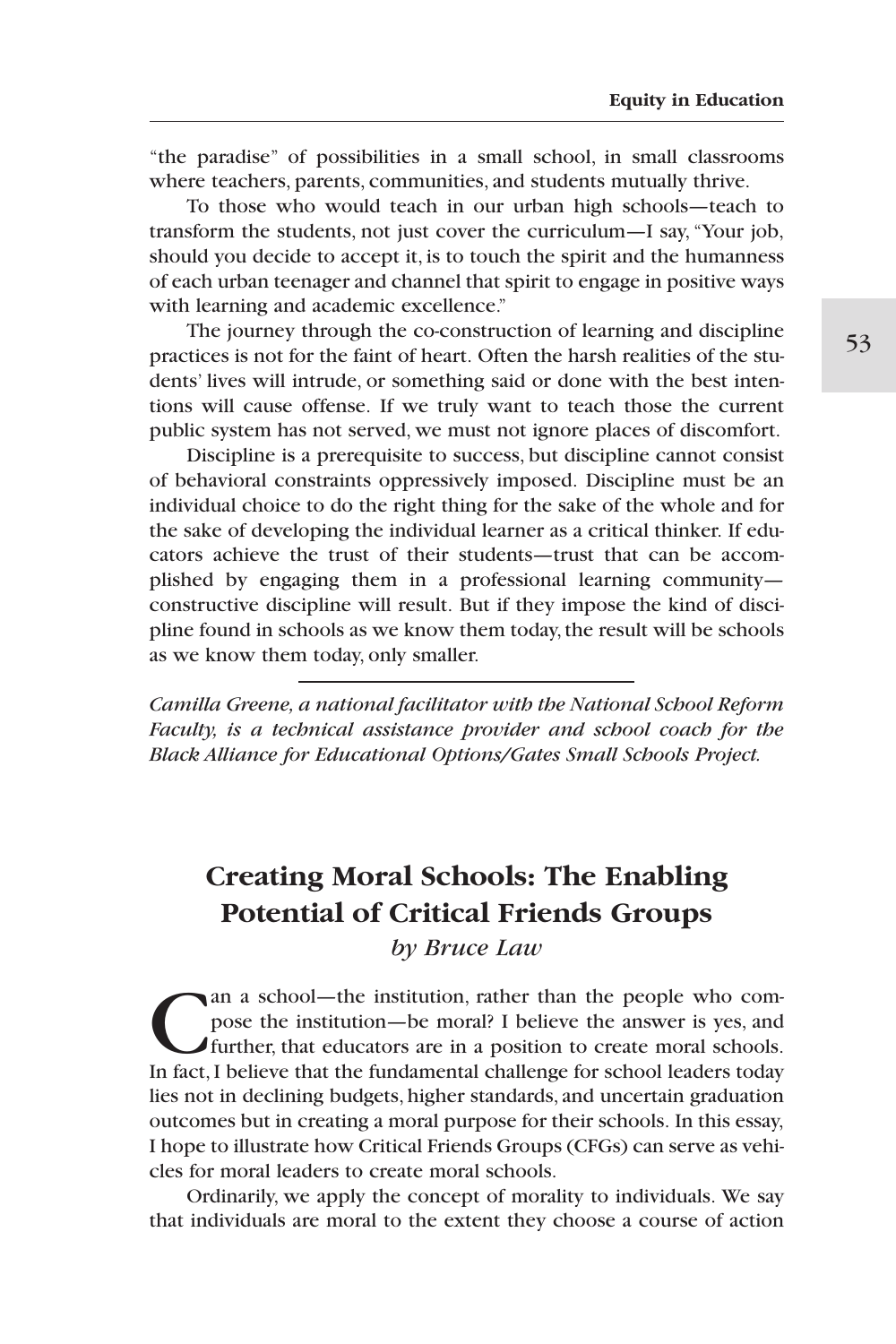"the paradise" of possibilities in a small school, in small classrooms where teachers, parents, communities, and students mutually thrive.

To those who would teach in our urban high schools—teach to transform the students, not just cover the curriculum—I say, "Your job, should you decide to accept it, is to touch the spirit and the humanness of each urban teenager and channel that spirit to engage in positive ways with learning and academic excellence."

The journey through the co-construction of learning and discipline practices is not for the faint of heart. Often the harsh realities of the students' lives will intrude, or something said or done with the best intentions will cause offense. If we truly want to teach those the current public system has not served, we must not ignore places of discomfort.

Discipline is a prerequisite to success, but discipline cannot consist of behavioral constraints oppressively imposed. Discipline must be an individual choice to do the right thing for the sake of the whole and for the sake of developing the individual learner as a critical thinker. If educators achieve the trust of their students—trust that can be accomplished by engaging them in a professional learning community—constructive discipline will result. But if they impose the kind of discipline found in schools as we know them today, the result will be schools as we know them today, only smaller.

---

*Camilla Greene, a national facilitator with the National School Reform Faculty, is a technical assistance provider and school coach for the Black Alliance for Educational Options/Gates Small Schools Project.*

## Creating Moral Schools: The Enabling Potential of Critical Friends Groups

*by Bruce Law*

Can a school—the institution, rather than the people who compose the institution—be moral? I believe the answer is yes, and further, that educators are in a position to create moral schools. In fact, I believe that the fundamental challenge for school leaders today lies not in declining budgets, higher standards, and uncertain graduation outcomes but in creating a moral purpose for their schools. In this essay, I hope to illustrate how Critical Friends Groups (CFGs) can serve as vehicles for moral leaders to create moral schools.

Ordinarily, we apply the concept of morality to individuals. We say that individuals are moral to the extent they choose a course of action